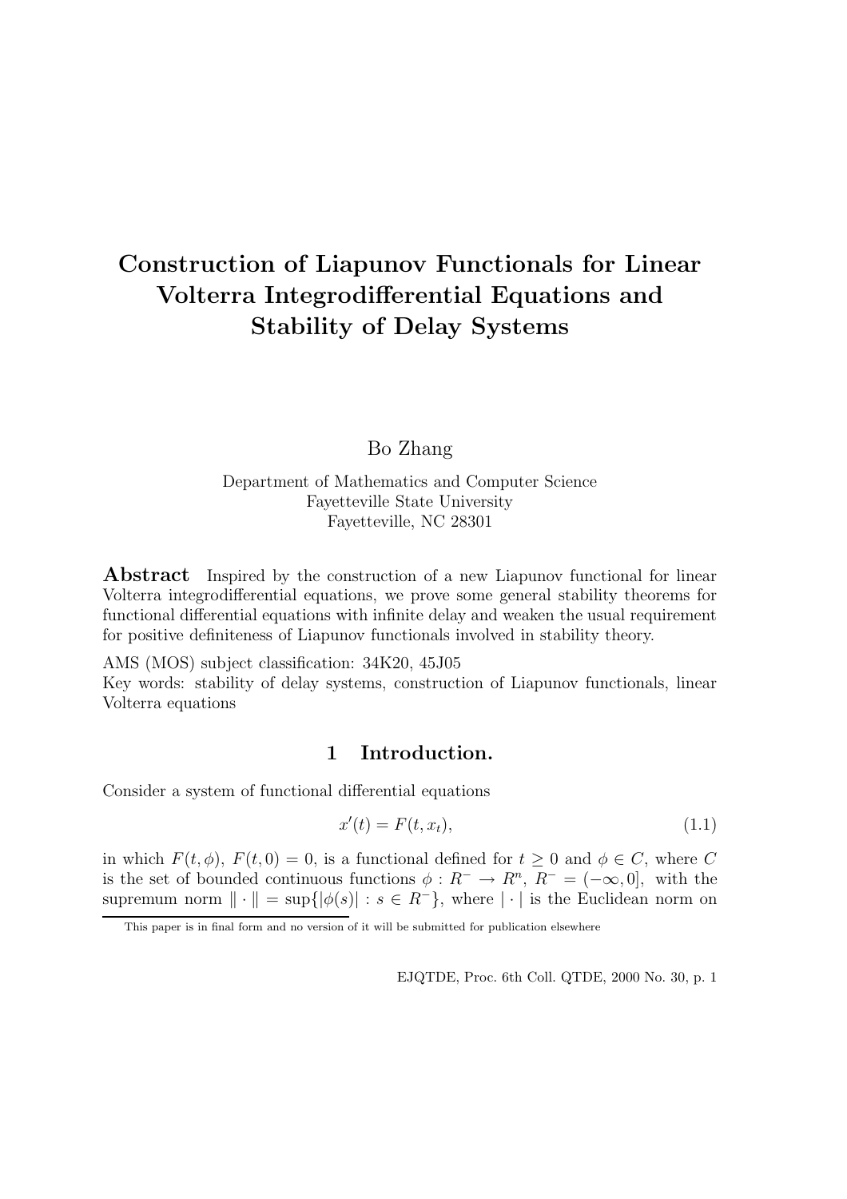# Construction of Liapunov Functionals for Linear Volterra Integrodifferential Equations and Stability of Delay Systems

Bo Zhang

Department of Mathematics and Computer Science
Fayetteville State University
Fayetteville, NC 28301

**Abstract** Inspired by the construction of a new Liapunov functional for linear Volterra integrodifferential equations, we prove some general stability theorems for functional differential equations with infinite delay and weaken the usual requirement for positive definiteness of Liapunov functionals involved in stability theory.

AMS (MOS) subject classification: 34K20, 45J05
Key words: stability of delay systems, construction of Liapunov functionals, linear Volterra equations

## 1 Introduction.

Consider a system of functional differential equations

$$x'(t) = F(t, x_t), \tag{1.1}$$

in which $F(t, \phi)$, $F(t, 0) = 0$, is a functional defined for $t \geq 0$ and $\phi \in C$, where $C$ is the set of bounded continuous functions $\phi : R^- \to R^n$, $R^- = (-\infty, 0]$, with the supremum norm $\| \cdot \| = \sup\{|\phi(s)| : s \in R^-\}$, where $| \cdot |$ is the Euclidean norm on

This paper is in final form and no version of it will be submitted for publication elsewhere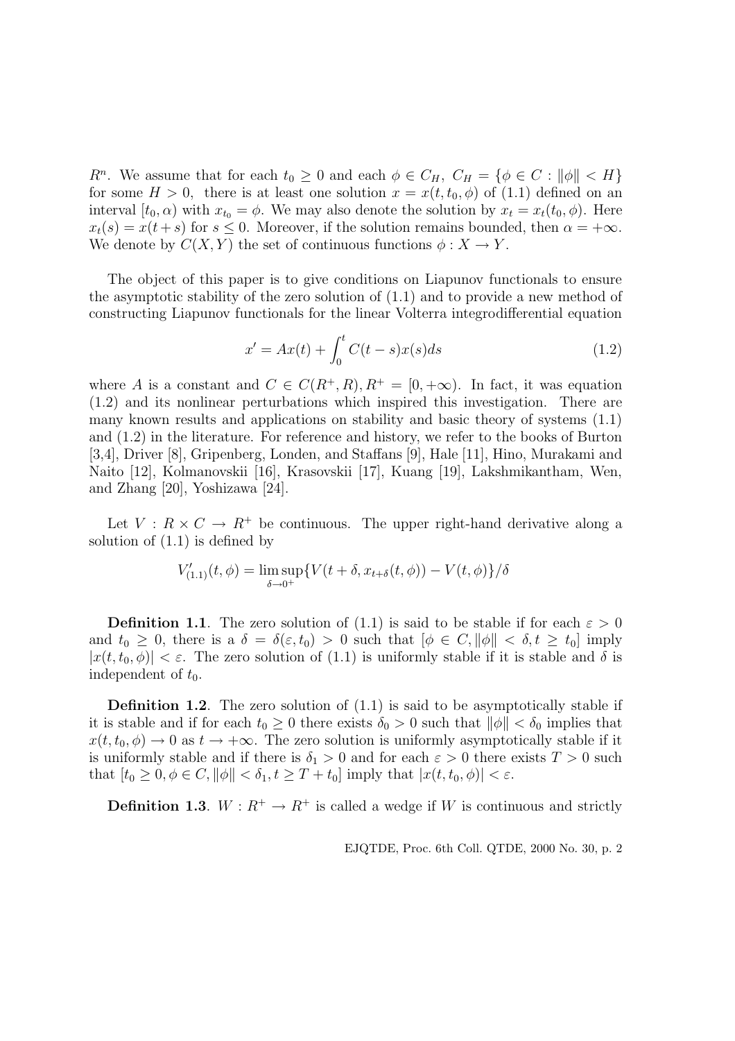$R^n$. We assume that for each $t_0 \geq 0$ and each $\phi \in C_H$, $C_H = \{\phi \in C : \|\phi\| < H\}$ for some $H > 0$, there is at least one solution $x = x(t, t_0, \phi)$ of (1.1) defined on an interval $[t_0, \alpha)$ with $x_{t_0} = \phi$. We may also denote the solution by $x_t = x_t(t_0, \phi)$. Here $x_t(s) = x(t+s)$ for $s \leq 0$. Moreover, if the solution remains bounded, then $\alpha = +\infty$. We denote by $C(X, Y)$ the set of continuous functions $\phi : X \to Y$.

The object of this paper is to give conditions on Liapunov functionals to ensure the asymptotic stability of the zero solution of (1.1) and to provide a new method of constructing Liapunov functionals for the linear Volterra integrodifferential equation

$$x' = Ax(t) + \int_0^t C(t-s)x(s)ds \tag{1.2}$$

where $A$ is a constant and $C \in C(R^+, R), R^+ = [0, +\infty)$. In fact, it was equation (1.2) and its nonlinear perturbations which inspired this investigation. There are many known results and applications on stability and basic theory of systems (1.1) and (1.2) in the literature. For reference and history, we refer to the books of Burton [3,4], Driver [8], Gripenberg, Londen, and Staffans [9], Hale [11], Hino, Murakami and Naito [12], Kolmanovskii [16], Krasovskii [17], Kuang [19], Lakshmikantham, Wen, and Zhang [20], Yoshizawa [24].

Let $V : R \times C \to R^+$ be continuous. The upper right-hand derivative along a solution of (1.1) is defined by

$$V'_{(1.1)}(t, \phi) = \limsup_{\delta \to 0^+} \{V(t+\delta, x_{t+\delta}(t, \phi)) - V(t, \phi)\}/\delta$$

**Definition 1.1**. The zero solution of (1.1) is said to be stable if for each $\varepsilon > 0$ and $t_0 \geq 0$, there is a $\delta = \delta(\varepsilon, t_0) > 0$ such that $[\phi \in C, \|\phi\| < \delta, t \geq t_0]$ imply $|x(t, t_0, \phi)| < \varepsilon$. The zero solution of (1.1) is uniformly stable if it is stable and $\delta$ is independent of $t_0$.

**Definition 1.2**. The zero solution of (1.1) is said to be asymptotically stable if it is stable and if for each $t_0 \geq 0$ there exists $\delta_0 > 0$ such that $\|\phi\| < \delta_0$ implies that $x(t, t_0, \phi) \to 0$ as $t \to +\infty$. The zero solution is uniformly asymptotically stable if it is uniformly stable and if there is $\delta_1 > 0$ and for each $\varepsilon > 0$ there exists $T > 0$ such that $[t_0 \geq 0, \phi \in C, \|\phi\| < \delta_1, t \geq T + t_0]$ imply that $|x(t, t_0, \phi)| < \varepsilon$.

**Definition 1.3**. $W : R^+ \to R^+$ is called a wedge if $W$ is continuous and strictly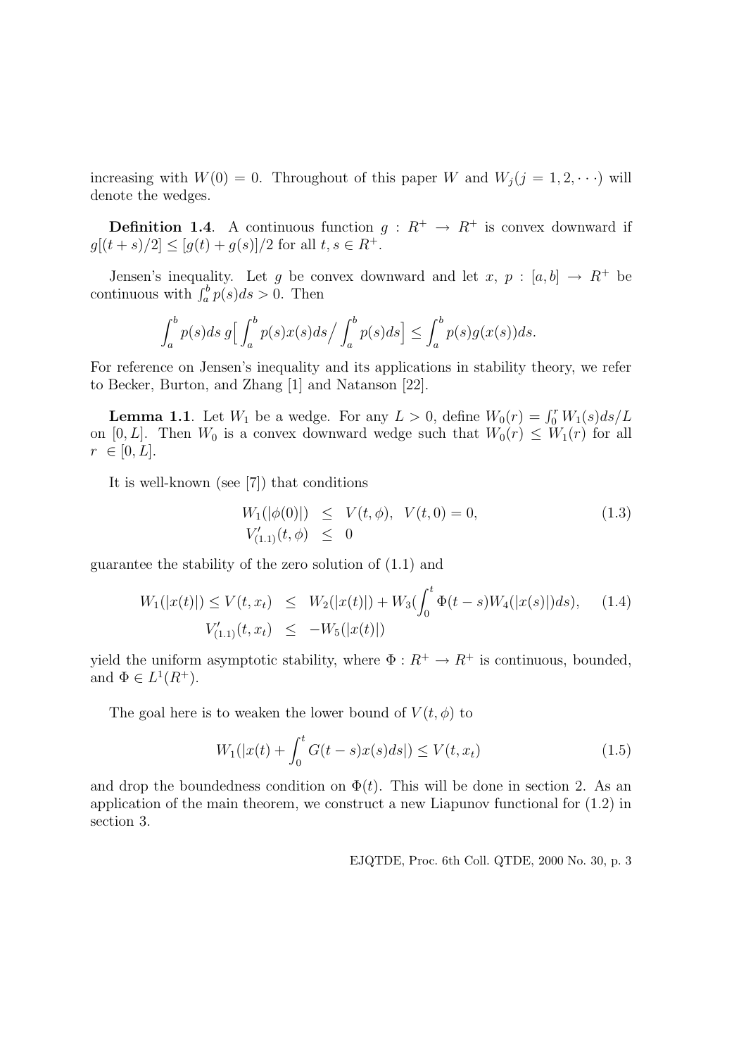increasing with $W(0) = 0$. Throughout of this paper $W$ and $W_j (j = 1, 2, \cdots)$ will denote the wedges.

**Definition 1.4**. A continuous function $g : R^+ \to R^+$ is convex downward if $g[(t+s)/2] \le [g(t) + g(s)]/2$ for all $t, s \in R^+$.

Jensen's inequality. Let $g$ be convex downward and let $x$, $p : [a, b] \to R^+$ be continuous with $\int_a^b p(s)ds > 0$. Then

$$\int_a^b p(s)ds\, g\Big[\int_a^b p(s)x(s)ds \Big/ \int_a^b p(s)ds\Big] \le \int_a^b p(s)g(x(s))ds.$$

For reference on Jensen's inequality and its applications in stability theory, we refer to Becker, Burton, and Zhang [1] and Natanson [22].

**Lemma 1.1**. Let $W_1$ be a wedge. For any $L > 0$, define $W_0(r) = \int_0^r W_1(s)ds/L$ on $[0, L]$. Then $W_0$ is a convex downward wedge such that $W_0(r) \le W_1(r)$ for all $r \in [0, L]$.

It is well-known (see [7]) that conditions

$$\begin{aligned} W_1(|\phi(0)|) &\le V(t, \phi), \ \ V(t, 0) = 0, \\ V'_{(1.1)}(t, \phi) &\le 0 \end{aligned} \tag{1.3}$$

guarantee the stability of the zero solution of (1.1) and

$$\begin{aligned} W_1(|x(t)|) \le V(t, x_t) &\le W_2(|x(t)|) + W_3\Big(\int_0^t \Phi(t-s)W_4(|x(s)|)ds\Big), \\ V'_{(1.1)}(t, x_t) &\le -W_5(|x(t)|) \end{aligned} \tag{1.4}$$

yield the uniform asymptotic stability, where $\Phi : R^+ \to R^+$ is continuous, bounded, and $\Phi \in L^1(R^+)$.

The goal here is to weaken the lower bound of $V(t, \phi)$ to

$$W_1\Big(\Big|x(t) + \int_0^t G(t-s)x(s)ds\Big|\Big) \le V(t, x_t) \tag{1.5}$$

and drop the boundedness condition on $\Phi(t)$. This will be done in section 2. As an application of the main theorem, we construct a new Liapunov functional for (1.2) in section 3.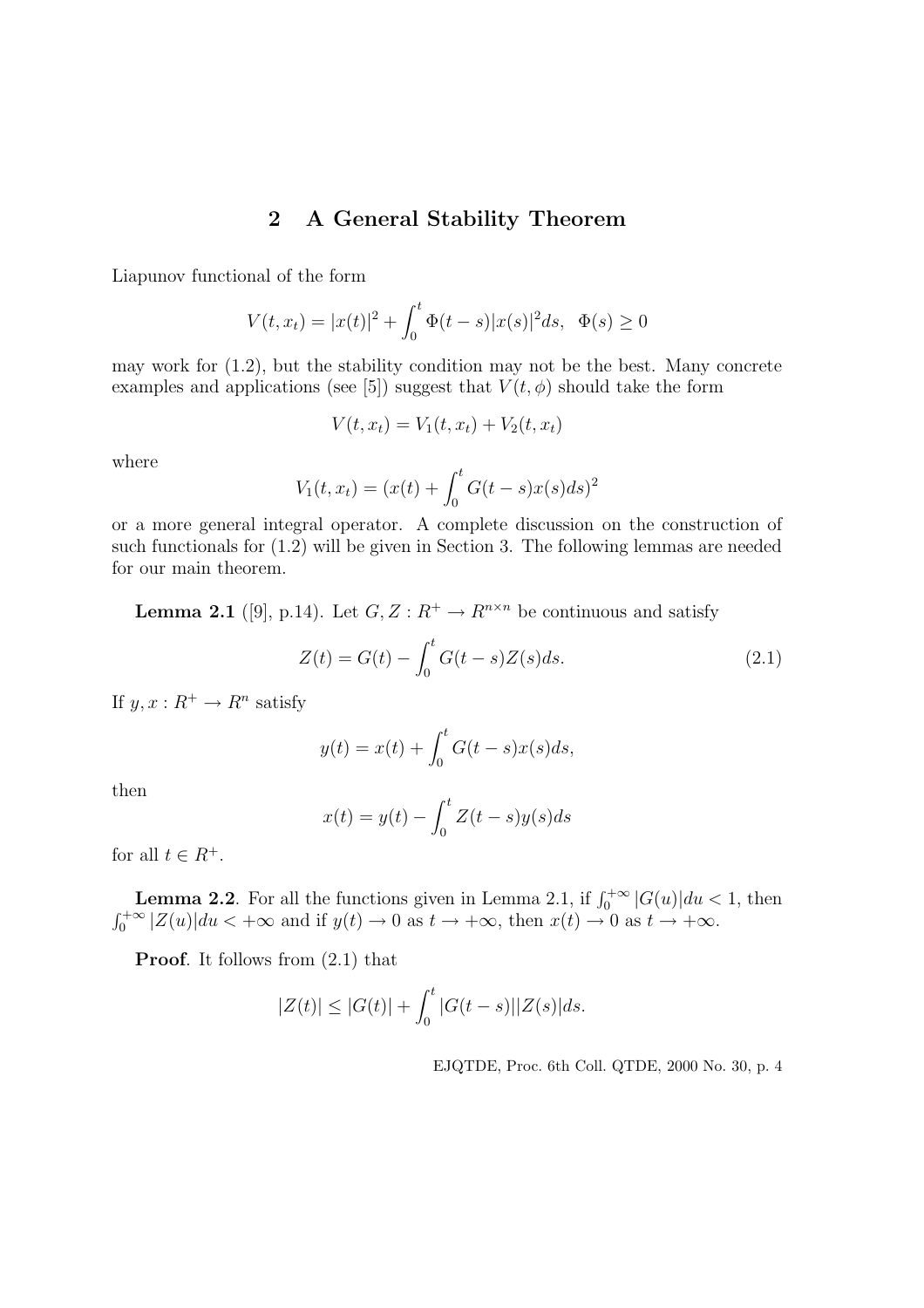## 2 A General Stability Theorem

Liapunov functional of the form

$$V(t, x_t) = |x(t)|^2 + \int_0^t \Phi(t-s)|x(s)|^2 ds, \;\; \Phi(s) \geq 0$$

may work for (1.2), but the stability condition may not be the best. Many concrete examples and applications (see [5]) suggest that $V(t, \phi)$ should take the form

$$V(t, x_t) = V_1(t, x_t) + V_2(t, x_t)$$

where

$$V_1(t, x_t) = (x(t) + \int_0^t G(t-s)x(s)ds)^2$$

or a more general integral operator. A complete discussion on the construction of such functionals for (1.2) will be given in Section 3. The following lemmas are needed for our main theorem.

**Lemma 2.1** ([9], p.14). Let $G, Z : R^+ \to R^{n\times n}$ be continuous and satisfy

$$Z(t) = G(t) - \int_0^t G(t-s)Z(s)ds. \tag{2.1}$$

If $y, x : R^+ \to R^n$ satisfy

$$y(t) = x(t) + \int_0^t G(t-s)x(s)ds,$$

then

$$x(t) = y(t) - \int_0^t Z(t-s)y(s)ds$$

for all $t \in R^+$.

**Lemma 2.2**. For all the functions given in Lemma 2.1, if $\int_0^{+\infty} |G(u)|du < 1$, then $\int_0^{+\infty} |Z(u)|du < +\infty$ and if $y(t) \to 0$ as $t \to +\infty$, then $x(t) \to 0$ as $t \to +\infty$.

**Proof**. It follows from (2.1) that

$$|Z(t)| \leq |G(t)| + \int_0^t |G(t-s)||Z(s)|ds.$$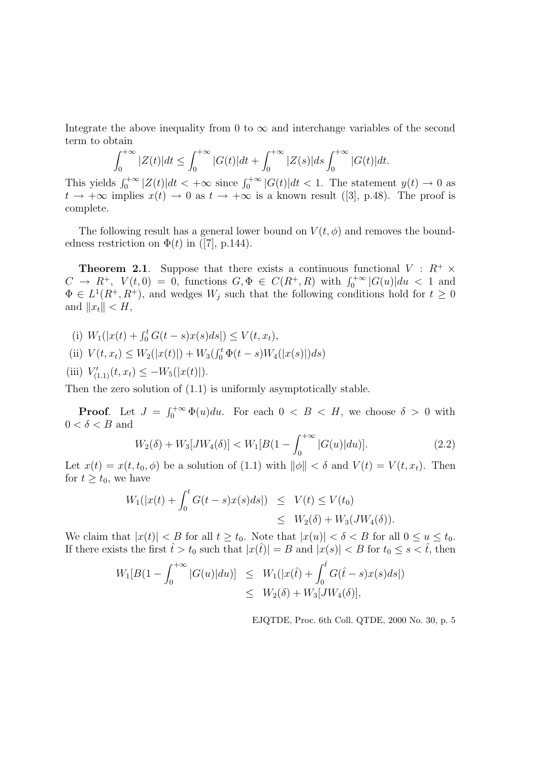Integrate the above inequality from 0 to $\infty$ and interchange variables of the second term to obtain

$$\int_0^{+\infty} |Z(t)|dt \leq \int_0^{+\infty} |G(t)|dt + \int_0^{+\infty} |Z(s)|ds \int_0^{+\infty} |G(t)|dt.$$

This yields $\int_0^{+\infty} |Z(t)|dt < +\infty$ since $\int_0^{+\infty} |G(t)|dt < 1$. The statement $y(t) \to 0$ as $t \to +\infty$ implies $x(t) \to 0$ as $t \to +\infty$ is a known result ([3], p.48). The proof is complete.

The following result has a general lower bound on $V(t, \phi)$ and removes the boundedness restriction on $\Phi(t)$ in ([7], p.144).

**Theorem 2.1**. Suppose that there exists a continuous functional $V : R^+ \times C \to R^+$, $V(t, 0) = 0$, functions $G, \Phi \in C(R^+, R)$ with $\int_0^{+\infty} |G(u)|du < 1$ and $\Phi \in L^1(R^+, R^+)$, and wedges $W_j$ such that the following conditions hold for $t \geq 0$ and $\|x_t\| < H$,

(i) $W_1(|x(t) + \int_0^t G(t-s)x(s)ds|) \leq V(t, x_t)$,

(ii) $V(t, x_t) \leq W_2(|x(t)|) + W_3(\int_0^t \Phi(t-s)W_4(|x(s)|)ds)$

(iii) $V'_{(1.1)}(t, x_t) \leq -W_5(|x(t)|)$.

Then the zero solution of (1.1) is uniformly asymptotically stable.

**Proof**. Let $J = \int_0^{+\infty} \Phi(u)du$. For each $0 < B < H$, we choose $\delta > 0$ with $0 < \delta < B$ and

$$W_2(\delta) + W_3[JW_4(\delta)] < W_1[B(1 - \int_0^{+\infty} |G(u)|du)]. \tag{2.2}$$

Let $x(t) = x(t, t_0, \phi)$ be a solution of (1.1) with $\|\phi\| < \delta$ and $V(t) = V(t, x_t)$. Then for $t \geq t_0$, we have

$$\begin{aligned} W_1(|x(t) + \int_0^t G(t-s)x(s)ds|) &\leq V(t) \leq V(t_0) \\ &\leq W_2(\delta) + W_3(JW_4(\delta)). \end{aligned}$$

We claim that $|x(t)| < B$ for all $t \geq t_0$. Note that $|x(u)| < \delta < B$ for all $0 \leq u \leq t_0$. If there exists the first $\hat{t} > t_0$ such that $|x(\hat{t})| = B$ and $|x(s)| < B$ for $t_0 \leq s < \hat{t}$, then

$$\begin{aligned} W_1[B(1 - \int_0^{+\infty} |G(u)|du)] &\leq W_1(|x(\hat{t}) + \int_0^{\hat{t}} G(\hat{t}-s)x(s)ds|) \\ &\leq W_2(\delta) + W_3[JW_4(\delta)], \end{aligned}$$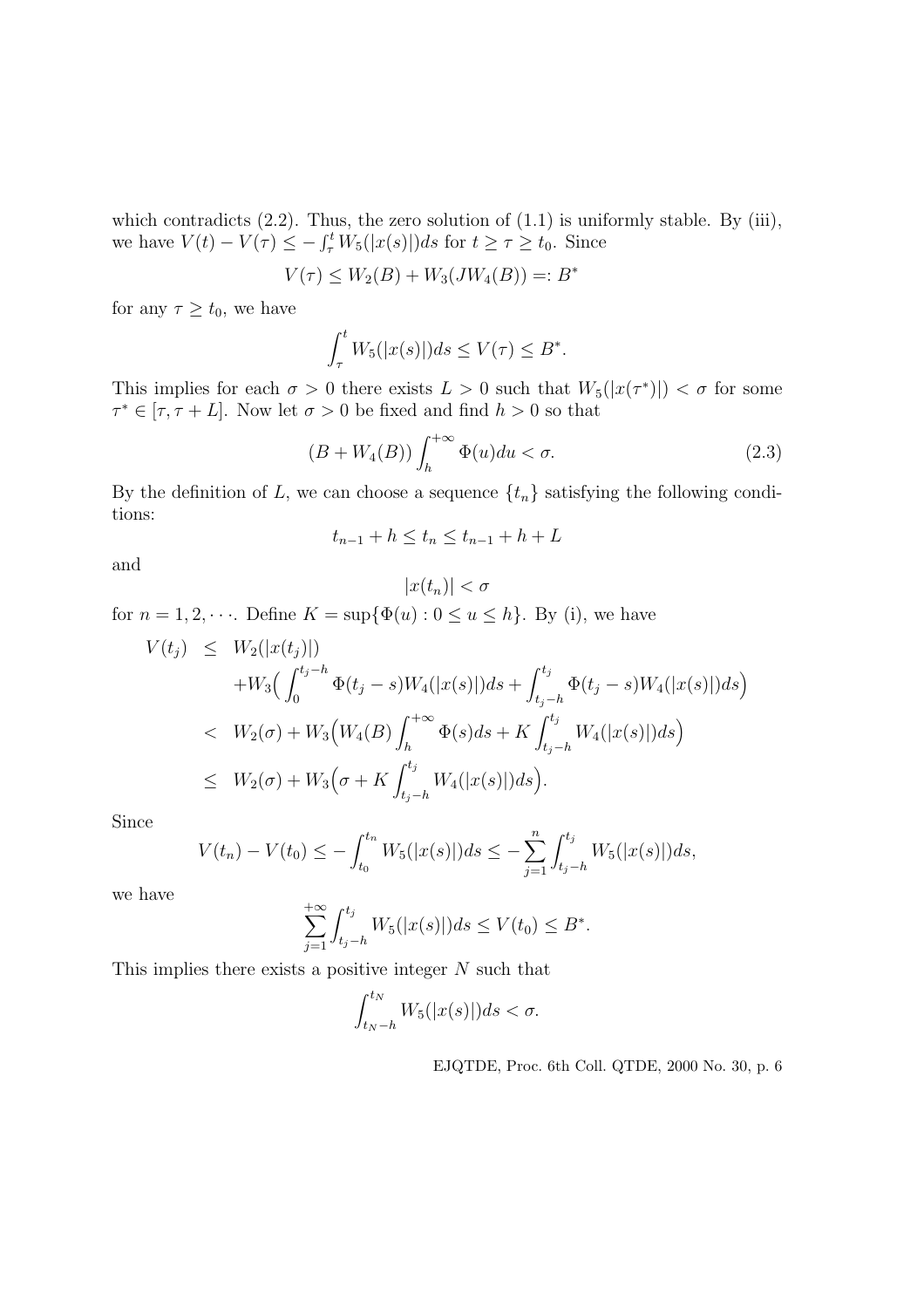which contradicts (2.2). Thus, the zero solution of (1.1) is uniformly stable. By (iii), we have $V(t) - V(\tau) \leq -\int_\tau^t W_5(|x(s)|)ds$ for $t \geq \tau \geq t_0$. Since

$$V(\tau) \leq W_2(B) + W_3(JW_4(B)) =: B^*$$

for any $\tau \geq t_0$, we have

$$\int_\tau^t W_5(|x(s)|)ds \leq V(\tau) \leq B^*.$$

This implies for each $\sigma > 0$ there exists $L > 0$ such that $W_5(|x(\tau^*)|) < \sigma$ for some $\tau^* \in [\tau, \tau + L]$. Now let $\sigma > 0$ be fixed and find $h > 0$ so that

$$(B + W_4(B)) \int_h^{+\infty} \Phi(u)du < \sigma. \tag{2.3}$$

By the definition of $L$, we can choose a sequence $\{t_n\}$ satisfying the following conditions:

$$t_{n-1} + h \leq t_n \leq t_{n-1} + h + L$$

and

$$|x(t_n)| < \sigma$$

for $n = 1, 2, \cdots$. Define $K = \sup\{\Phi(u) : 0 \leq u \leq h\}$. By (i), we have

$$\begin{aligned}
V(t_j) &\leq W_2(|x(t_j)|) \\
&\quad + W_3\Big(\int_0^{t_j - h} \Phi(t_j - s) W_4(|x(s)|)ds + \int_{t_j - h}^{t_j} \Phi(t_j - s) W_4(|x(s)|)ds\Big) \\
&< W_2(\sigma) + W_3\Big(W_4(B)\int_h^{+\infty} \Phi(s)ds + K\int_{t_j - h}^{t_j} W_4(|x(s)|)ds\Big) \\
&\leq W_2(\sigma) + W_3\Big(\sigma + K\int_{t_j - h}^{t_j} W_4(|x(s)|)ds\Big).
\end{aligned}$$

Since

$$V(t_n) - V(t_0) \leq -\int_{t_0}^{t_n} W_5(|x(s)|)ds \leq -\sum_{j=1}^{n} \int_{t_j - h}^{t_j} W_5(|x(s)|)ds,$$

we have

$$\sum_{j=1}^{+\infty} \int_{t_j - h}^{t_j} W_5(|x(s)|)ds \leq V(t_0) \leq B^*.$$

This implies there exists a positive integer $N$ such that

$$\int_{t_N - h}^{t_N} W_5(|x(s)|)ds < \sigma.$$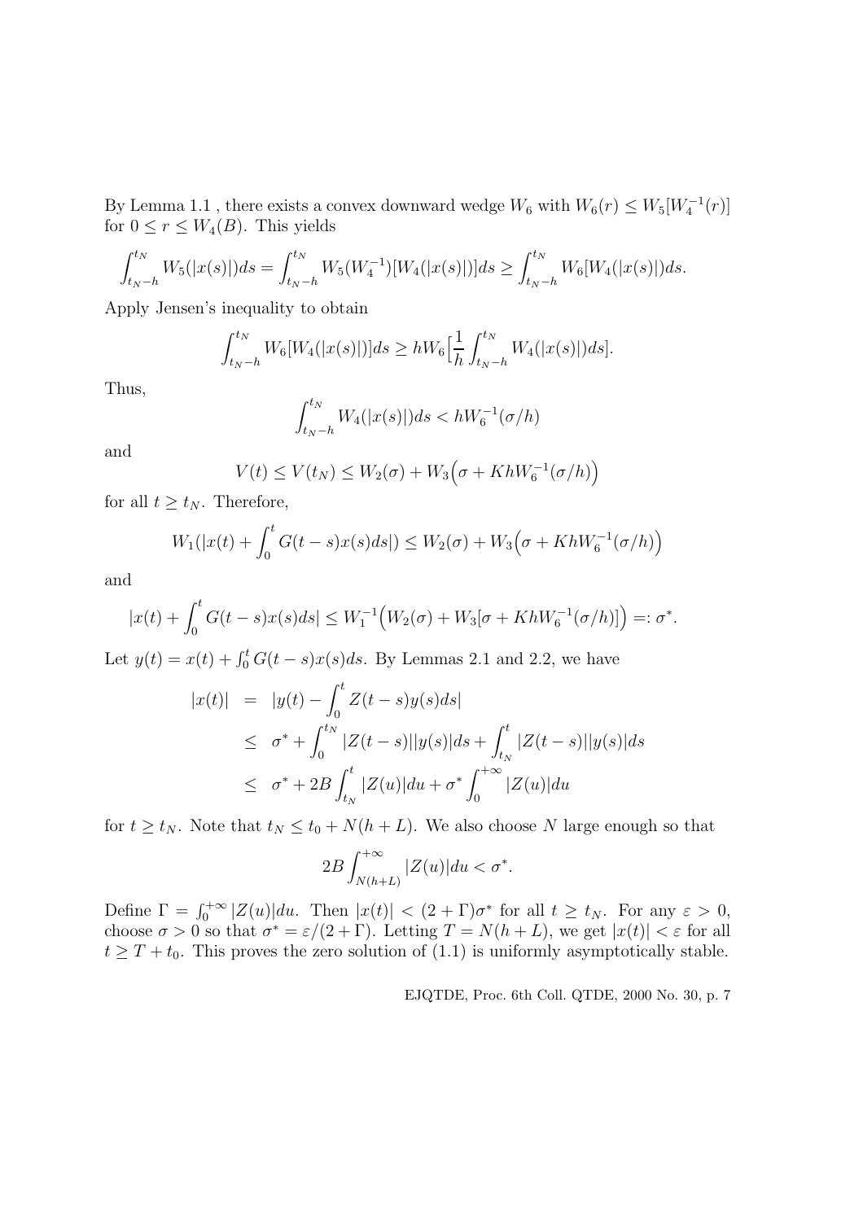By Lemma 1.1 , there exists a convex downward wedge $W_6$ with $W_6(r) \le W_5[W_4^{-1}(r)]$ for $0 \le r \le W_4(B)$. This yields

$$\int_{t_N-h}^{t_N} W_5(|x(s)|)ds = \int_{t_N-h}^{t_N} W_5(W_4^{-1})[W_4(|x(s)|)]ds \ge \int_{t_N-h}^{t_N} W_6[W_4(|x(s)|)ds.$$

Apply Jensen's inequality to obtain

$$\int_{t_N-h}^{t_N} W_6[W_4(|x(s)|)]ds \ge hW_6\Big[\frac{1}{h}\int_{t_N-h}^{t_N} W_4(|x(s)|)ds\Big].$$

Thus,

$$\int_{t_N-h}^{t_N} W_4(|x(s)|)ds < hW_6^{-1}(\sigma/h)$$

and

$$V(t) \le V(t_N) \le W_2(\sigma) + W_3\Big(\sigma + KhW_6^{-1}(\sigma/h)\Big)$$

for all $t \ge t_N$. Therefore,

$$W_1(|x(t) + \int_0^t G(t-s)x(s)ds|) \le W_2(\sigma) + W_3\Big(\sigma + KhW_6^{-1}(\sigma/h)\Big)$$

and

$$|x(t) + \int_0^t G(t-s)x(s)ds| \le W_1^{-1}\Big(W_2(\sigma) + W_3[\sigma + KhW_6^{-1}(\sigma/h)]\Big) =: \sigma^*.$$

Let $y(t) = x(t) + \int_0^t G(t-s)x(s)ds$. By Lemmas 2.1 and 2.2, we have

$$\begin{aligned}
|x(t)| &= |y(t) - \int_0^t Z(t-s)y(s)ds| \\
&\le \sigma^* + \int_0^{t_N} |Z(t-s)||y(s)|ds + \int_{t_N}^t |Z(t-s)||y(s)|ds \\
&\le \sigma^* + 2B\int_{t_N}^t |Z(u)|du + \sigma^* \int_0^{+\infty} |Z(u)|du
\end{aligned}$$

for $t \ge t_N$. Note that $t_N \le t_0 + N(h+L)$. We also choose $N$ large enough so that

$$2B\int_{N(h+L)}^{+\infty} |Z(u)|du < \sigma^*.$$

Define $\Gamma = \int_0^{+\infty} |Z(u)|du$. Then $|x(t)| < (2+\Gamma)\sigma^*$ for all $t \ge t_N$. For any $\varepsilon > 0$, choose $\sigma > 0$ so that $\sigma^* = \varepsilon/(2+\Gamma)$. Letting $T = N(h+L)$, we get $|x(t)| < \varepsilon$ for all $t \ge T + t_0$. This proves the zero solution of (1.1) is uniformly asymptotically stable.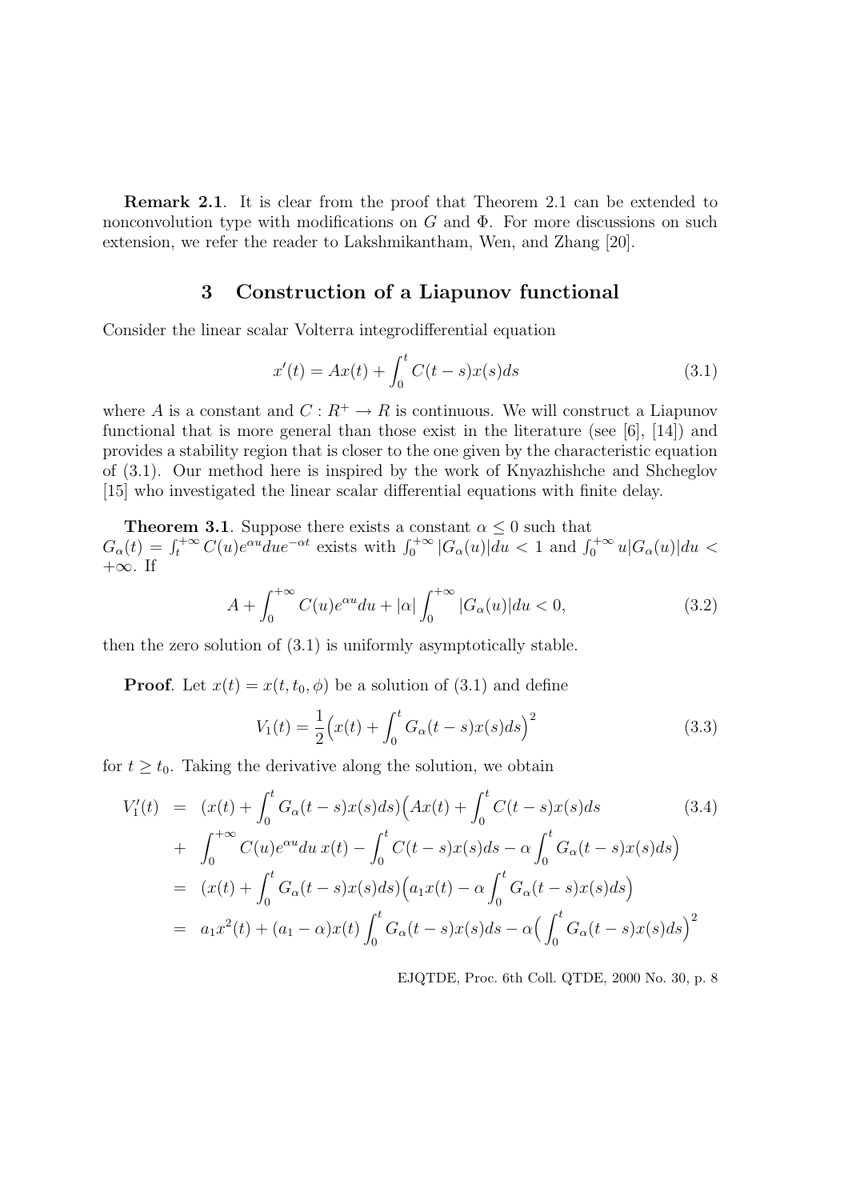**Remark 2.1**. It is clear from the proof that Theorem 2.1 can be extended to nonconvolution type with modifications on $G$ and $\Phi$. For more discussions on such extension, we refer the reader to Lakshmikantham, Wen, and Zhang [20].

## 3 Construction of a Liapunov functional

Consider the linear scalar Volterra integrodifferential equation

$$x'(t) = Ax(t) + \int_0^t C(t-s)x(s)ds \tag{3.1}$$

where $A$ is a constant and $C : R^+ \to R$ is continuous. We will construct a Liapunov functional that is more general than those exist in the literature (see [6], [14]) and provides a stability region that is closer to the one given by the characteristic equation of (3.1). Our method here is inspired by the work of Knyazhishche and Shcheglov [15] who investigated the linear scalar differential equations with finite delay.

**Theorem 3.1**. Suppose there exists a constant $\alpha \leq 0$ such that $G_\alpha(t) = \int_t^{+\infty} C(u)e^{\alpha u}du e^{-\alpha t}$ exists with $\int_0^{+\infty} |G_\alpha(u)|du < 1$ and $\int_0^{+\infty} u|G_\alpha(u)|du < +\infty$. If

$$A + \int_0^{+\infty} C(u)e^{\alpha u}du + |\alpha| \int_0^{+\infty} |G_\alpha(u)|du < 0, \tag{3.2}$$

then the zero solution of (3.1) is uniformly asymptotically stable.

**Proof**. Let $x(t) = x(t, t_0, \phi)$ be a solution of (3.1) and define

$$V_1(t) = \frac{1}{2}\Big(x(t) + \int_0^t G_\alpha(t-s)x(s)ds\Big)^2 \tag{3.3}$$

for $t \geq t_0$. Taking the derivative along the solution, we obtain

$$\begin{aligned}
V_1'(t) &= (x(t) + \int_0^t G_\alpha(t-s)x(s)ds)\Big(Ax(t) + \int_0^t C(t-s)x(s)ds \qquad (3.4) \\
&+ \int_0^{+\infty} C(u)e^{\alpha u}du\, x(t) - \int_0^t C(t-s)x(s)ds - \alpha\int_0^t G_\alpha(t-s)x(s)ds\Big) \\
&= (x(t) + \int_0^t G_\alpha(t-s)x(s)ds)\Big(a_1 x(t) - \alpha\int_0^t G_\alpha(t-s)x(s)ds\Big) \\
&= a_1 x^2(t) + (a_1 - \alpha)x(t)\int_0^t G_\alpha(t-s)x(s)ds - \alpha\Big(\int_0^t G_\alpha(t-s)x(s)ds\Big)^2
\end{aligned}$$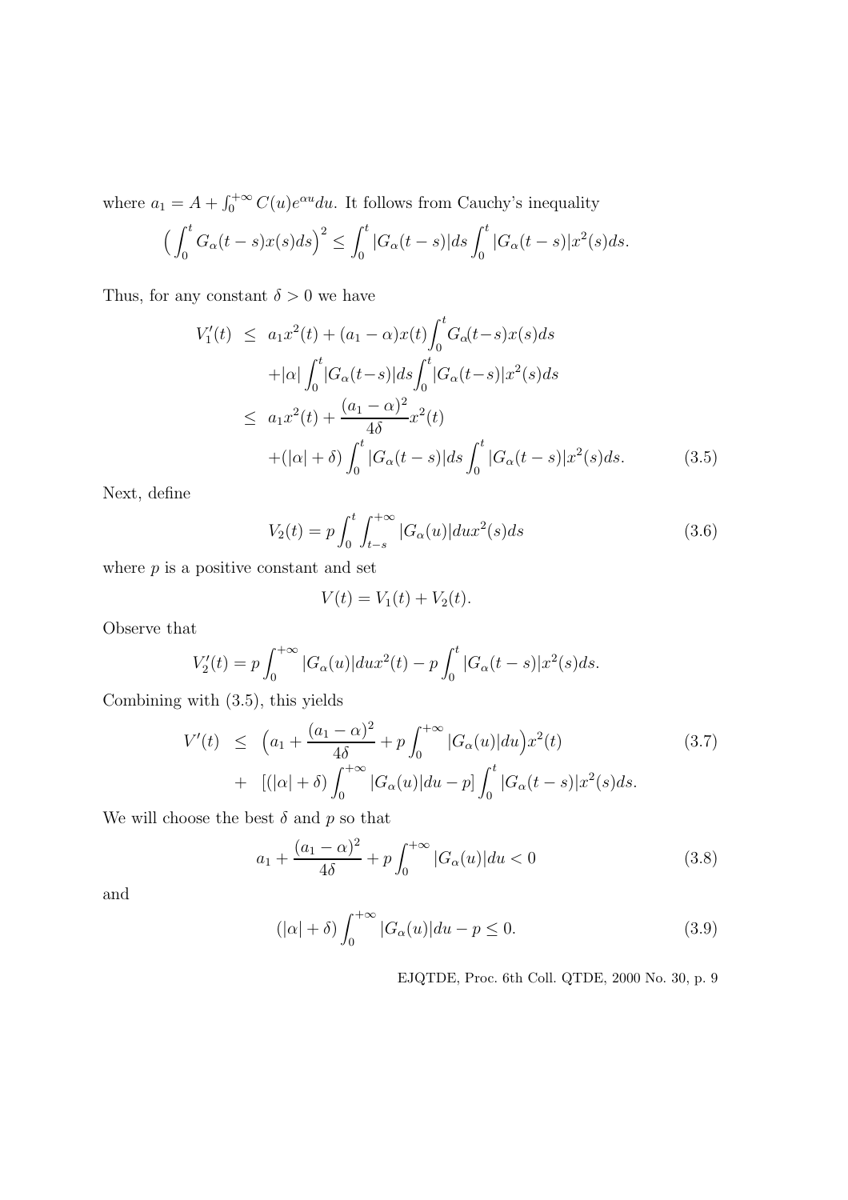where $a_1 = A + \int_0^{+\infty} C(u)e^{\alpha u}du$. It follows from Cauchy's inequality

$$\Big(\int_0^t G_\alpha(t-s)x(s)ds\Big)^2 \le \int_0^t |G_\alpha(t-s)|ds \int_0^t |G_\alpha(t-s)|x^2(s)ds.$$

Thus, for any constant $\delta > 0$ we have

$$\begin{aligned}
V_1'(t) &\le a_1 x^2(t) + (a_1-\alpha)x(t)\int_0^t G_\alpha(t-s)x(s)ds \\
&\quad + |\alpha| \int_0^t |G_\alpha(t-s)|ds \int_0^t |G_\alpha(t-s)|x^2(s)ds \\
&\le a_1 x^2(t) + \frac{(a_1-\alpha)^2}{4\delta}x^2(t) \\
&\quad + (|\alpha|+\delta)\int_0^t |G_\alpha(t-s)|ds \int_0^t |G_\alpha(t-s)|x^2(s)ds. \qquad (3.5)
\end{aligned}$$

Next, define

$$V_2(t) = p\int_0^t \int_{t-s}^{+\infty} |G_\alpha(u)|du x^2(s)ds \qquad (3.6)$$

where $p$ is a positive constant and set

$$V(t) = V_1(t) + V_2(t).$$

Observe that

$$V_2'(t) = p\int_0^{+\infty} |G_\alpha(u)|du x^2(t) - p\int_0^t |G_\alpha(t-s)|x^2(s)ds.$$

Combining with (3.5), this yields

$$\begin{aligned}
V'(t) &\le \Big(a_1 + \frac{(a_1-\alpha)^2}{4\delta} + p\int_0^{+\infty} |G_\alpha(u)|du\Big)x^2(t) \qquad (3.7) \\
&\quad + [(|\alpha|+\delta)\int_0^{+\infty} |G_\alpha(u)|du - p]\int_0^t |G_\alpha(t-s)|x^2(s)ds.
\end{aligned}$$

We will choose the best $\delta$ and $p$ so that

$$a_1 + \frac{(a_1-\alpha)^2}{4\delta} + p\int_0^{+\infty} |G_\alpha(u)|du < 0 \qquad (3.8)$$

and

$$(|\alpha|+\delta)\int_0^{+\infty} |G_\alpha(u)|du - p \le 0. \qquad (3.9)$$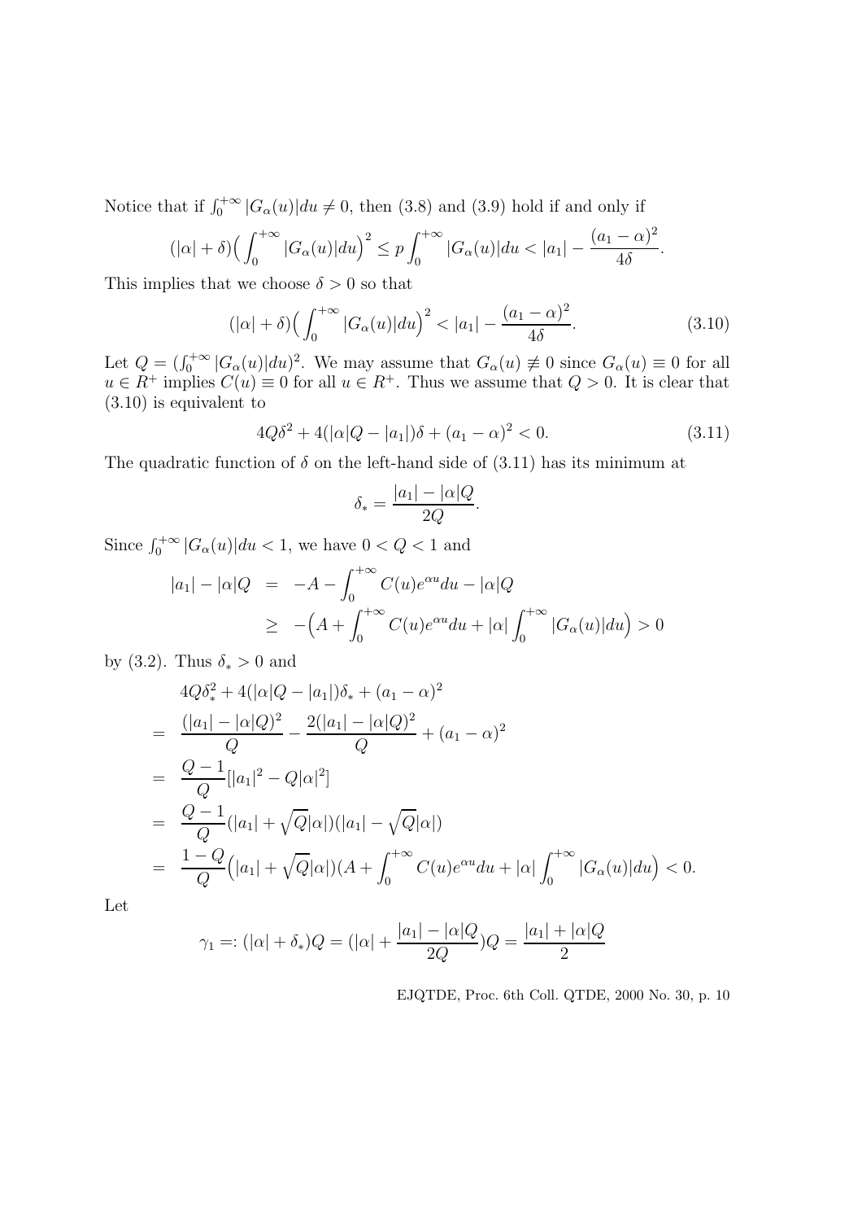Notice that if $\int_0^{+\infty} |G_\alpha(u)|du \neq 0$, then (3.8) and (3.9) hold if and only if

$$(|\alpha| + \delta)\Big(\int_0^{+\infty} |G_\alpha(u)|du\Big)^2 \leq p \int_0^{+\infty} |G_\alpha(u)|du < |a_1| - \frac{(a_1 - \alpha)^2}{4\delta}.$$

This implies that we choose $\delta > 0$ so that

$$(|\alpha| + \delta)\Big(\int_0^{+\infty} |G_\alpha(u)|du\Big)^2 < |a_1| - \frac{(a_1 - \alpha)^2}{4\delta}. \tag{3.10}$$

Let $Q = (\int_0^{+\infty} |G_\alpha(u)|du)^2$. We may assume that $G_\alpha(u) \not\equiv 0$ since $G_\alpha(u) \equiv 0$ for all $u \in R^+$ implies $C(u) \equiv 0$ for all $u \in R^+$. Thus we assume that $Q > 0$. It is clear that (3.10) is equivalent to

$$4Q\delta^2 + 4(|\alpha|Q - |a_1|)\delta + (a_1 - \alpha)^2 < 0. \tag{3.11}$$

The quadratic function of $\delta$ on the left-hand side of (3.11) has its minimum at

$$\delta_* = \frac{|a_1| - |\alpha|Q}{2Q}.$$

Since $\int_0^{+\infty} |G_\alpha(u)|du < 1$, we have $0 < Q < 1$ and

$$\begin{aligned}
|a_1| - |\alpha|Q &= -A - \int_0^{+\infty} C(u)e^{\alpha u}du - |\alpha|Q \\
&\geq -\Big(A + \int_0^{+\infty} C(u)e^{\alpha u}du + |\alpha| \int_0^{+\infty} |G_\alpha(u)|du\Big) > 0
\end{aligned}$$

by (3.2). Thus $\delta_* > 0$ and

$$\begin{aligned}
& 4Q\delta_*^2 + 4(|\alpha|Q - |a_1|)\delta_* + (a_1 - \alpha)^2 \\
=\ & \frac{(|a_1| - |\alpha|Q)^2}{Q} - \frac{2(|a_1| - |\alpha|Q)^2}{Q} + (a_1 - \alpha)^2 \\
=\ & \frac{Q-1}{Q}[|a_1|^2 - Q|\alpha|^2] \\
=\ & \frac{Q-1}{Q}(|a_1| + \sqrt{Q}|\alpha|)(|a_1| - \sqrt{Q}|\alpha|) \\
=\ & \frac{1-Q}{Q}\Big(|a_1| + \sqrt{Q}|\alpha|)(A + \int_0^{+\infty} C(u)e^{\alpha u}du + |\alpha| \int_0^{+\infty} |G_\alpha(u)|du\Big) < 0.
\end{aligned}$$

Let

$$\gamma_1 =: (|\alpha| + \delta_*)Q = (|\alpha| + \frac{|a_1| - |\alpha|Q}{2Q})Q = \frac{|a_1| + |\alpha|Q}{2}$$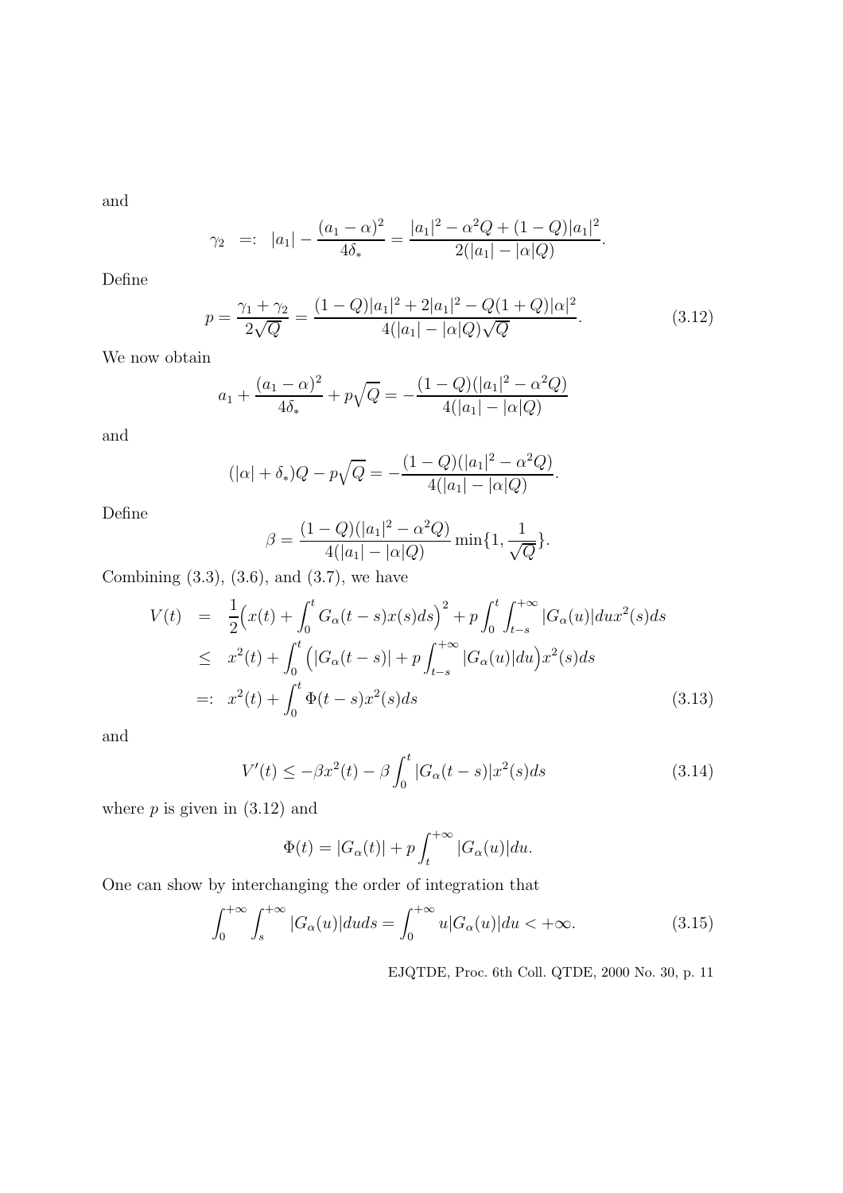and

$$\gamma_2 \ =: \ |a_1| - \frac{(a_1-\alpha)^2}{4\delta_*} = \frac{|a_1|^2 - \alpha^2 Q + (1-Q)|a_1|^2}{2(|a_1| - |\alpha| Q)}.$$

Define

$$p = \frac{\gamma_1 + \gamma_2}{2\sqrt{Q}} = \frac{(1-Q)|a_1|^2 + 2|a_1|^2 - Q(1+Q)|\alpha|^2}{4(|a_1| - |\alpha| Q)\sqrt{Q}}. \tag{3.12}$$

We now obtain

$$a_1 + \frac{(a_1-\alpha)^2}{4\delta_*} + p\sqrt{Q} = -\frac{(1-Q)(|a_1|^2 - \alpha^2 Q)}{4(|a_1| - |\alpha| Q)}$$

and

$$(|\alpha| + \delta_*)Q - p\sqrt{Q} = -\frac{(1-Q)(|a_1|^2 - \alpha^2 Q)}{4(|a_1| - |\alpha| Q)}.$$

Define

$$\beta = \frac{(1-Q)(|a_1|^2 - \alpha^2 Q)}{4(|a_1| - |\alpha| Q)} \min\{1, \frac{1}{\sqrt{Q}}\}.$$

Combining (3.3), (3.6), and (3.7), we have

$$\begin{aligned} V(t) &= \frac{1}{2}\Big(x(t) + \int_0^t G_\alpha(t-s)x(s)ds\Big)^2 + p\int_0^t \int_{t-s}^{+\infty} |G_\alpha(u)|du x^2(s)ds \\ &\leq x^2(t) + \int_0^t \Big(|G_\alpha(t-s)| + p\int_{t-s}^{+\infty} |G_\alpha(u)|du\Big)x^2(s)ds \\ &=: x^2(t) + \int_0^t \Phi(t-s)x^2(s)ds \end{aligned} \tag{3.13}$$

and

$$V'(t) \leq -\beta x^2(t) - \beta \int_0^t |G_\alpha(t-s)|x^2(s)ds \tag{3.14}$$

where $p$ is given in (3.12) and

$$\Phi(t) = |G_\alpha(t)| + p\int_t^{+\infty} |G_\alpha(u)|du.$$

One can show by interchanging the order of integration that

$$\int_0^{+\infty} \int_s^{+\infty} |G_\alpha(u)|duds = \int_0^{+\infty} u|G_\alpha(u)|du < +\infty. \tag{3.15}$$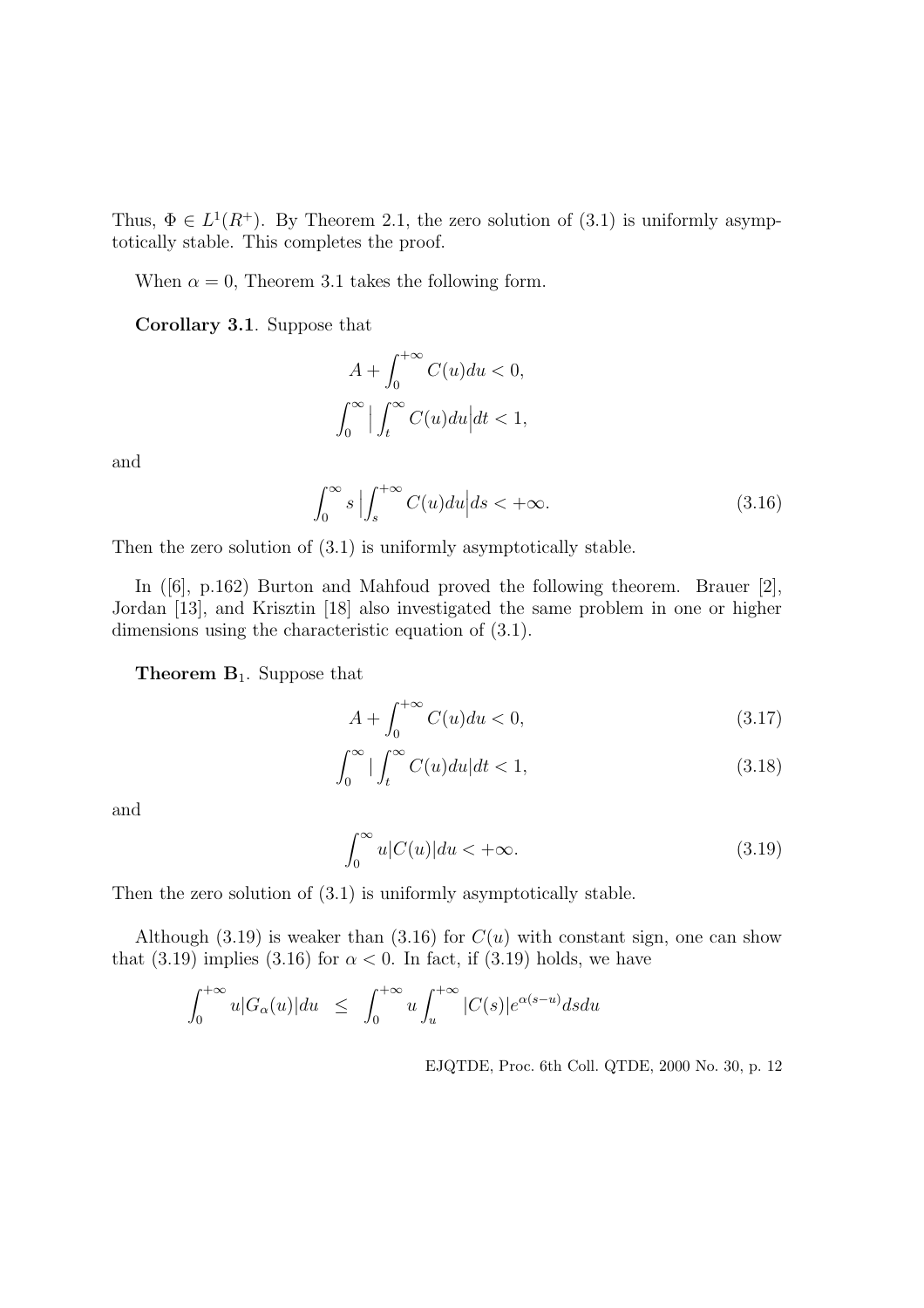Thus, $\Phi \in L^1(R^+)$. By Theorem 2.1, the zero solution of (3.1) is uniformly asymptotically stable. This completes the proof.

When $\alpha = 0$, Theorem 3.1 takes the following form.

**Corollary 3.1**. Suppose that

$$A + \int_0^{+\infty} C(u)du < 0,$$

$$\int_0^{\infty} \Big| \int_t^{\infty} C(u)du \Big| dt < 1,$$

and

$$\int_0^{\infty} s \Big| \int_s^{+\infty} C(u)du \Big| ds < +\infty. \tag{3.16}$$

Then the zero solution of (3.1) is uniformly asymptotically stable.

In ([6], p.162) Burton and Mahfoud proved the following theorem. Brauer [2], Jordan [13], and Krisztin [18] also investigated the same problem in one or higher dimensions using the characteristic equation of (3.1).

**Theorem B$_1$**. Suppose that

$$A + \int_0^{+\infty} C(u)du < 0, \tag{3.17}$$

$$\int_0^{\infty} | \int_t^{\infty} C(u)du | dt < 1, \tag{3.18}$$

and

$$\int_0^{\infty} u|C(u)|du < +\infty. \tag{3.19}$$

Then the zero solution of (3.1) is uniformly asymptotically stable.

Although (3.19) is weaker than (3.16) for $C(u)$ with constant sign, one can show that (3.19) implies (3.16) for $\alpha < 0$. In fact, if (3.19) holds, we have

$$\int_0^{+\infty} u|G_\alpha(u)|du \;\; \leq \;\; \int_0^{+\infty} u \int_u^{+\infty} |C(s)| e^{\alpha(s-u)} ds du$$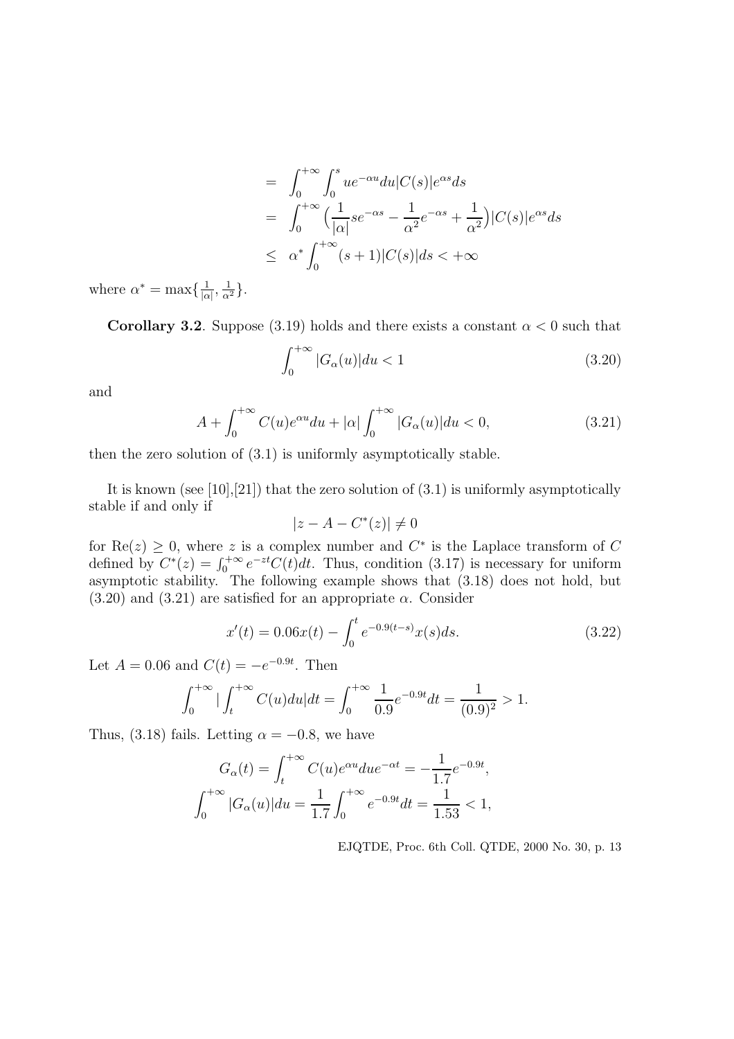$$
\begin{aligned}
&= \int_0^{+\infty} \int_0^s u e^{-\alpha u} du |C(s)| e^{\alpha s} ds \\
&= \int_0^{+\infty} \Big( \frac{1}{|\alpha|} s e^{-\alpha s} - \frac{1}{\alpha^2} e^{-\alpha s} + \frac{1}{\alpha^2} \Big) |C(s)| e^{\alpha s} ds \\
&\leq \alpha^* \int_0^{+\infty} (s+1)|C(s)| ds < +\infty
\end{aligned}
$$

where $\alpha^* = \max\{\frac{1}{|\alpha|}, \frac{1}{\alpha^2}\}$.

**Corollary 3.2**. Suppose (3.19) holds and there exists a constant $\alpha < 0$ such that

$$
\int_0^{+\infty} |G_\alpha(u)| du < 1 \tag{3.20}
$$

and

$$
A + \int_0^{+\infty} C(u) e^{\alpha u} du + |\alpha| \int_0^{+\infty} |G_\alpha(u)| du < 0, \tag{3.21}
$$

then the zero solution of (3.1) is uniformly asymptotically stable.

It is known (see [10],[21]) that the zero solution of (3.1) is uniformly asymptotically stable if and only if

$$
|z - A - C^*(z)| \neq 0
$$

for $\mathrm{Re}(z) \geq 0$, where $z$ is a complex number and $C^*$ is the Laplace transform of $C$ defined by $C^*(z) = \int_0^{+\infty} e^{-zt} C(t) dt$. Thus, condition (3.17) is necessary for uniform asymptotic stability. The following example shows that (3.18) does not hold, but (3.20) and (3.21) are satisfied for an appropriate $\alpha$. Consider

$$
x'(t) = 0.06x(t) - \int_0^t e^{-0.9(t-s)} x(s) ds. \tag{3.22}
$$

Let $A = 0.06$ and $C(t) = -e^{-0.9t}$. Then

$$
\int_0^{+\infty} \Big| \int_t^{+\infty} C(u) du \Big| dt = \int_0^{+\infty} \frac{1}{0.9} e^{-0.9t} dt = \frac{1}{(0.9)^2} > 1.
$$

Thus, (3.18) fails. Letting $\alpha = -0.8$, we have

$$
\begin{aligned}
G_\alpha(t) &= \int_t^{+\infty} C(u) e^{\alpha u} du e^{-\alpha t} = -\frac{1}{1.7} e^{-0.9t}, \\
\int_0^{+\infty} |G_\alpha(u)| du &= \frac{1}{1.7} \int_0^{+\infty} e^{-0.9t} dt = \frac{1}{1.53} < 1,
\end{aligned}
$$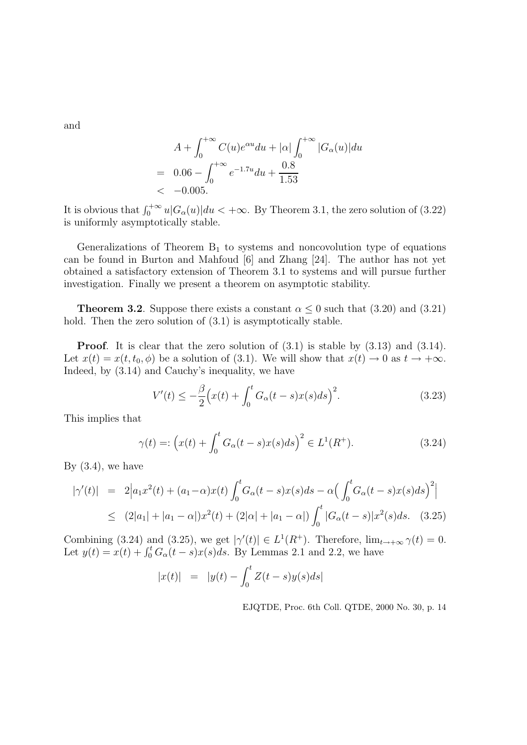and

$$
\begin{aligned}
& A+\int_0^{+\infty} C(u) e^{\alpha u} du+|\alpha| \int_0^{+\infty}|G_\alpha(u)| du \\
= \; & 0.06-\int_0^{+\infty} e^{-1.7 u} du+\frac{0.8}{1.53} \\
< \; & -0.005 .
\end{aligned}
$$

It is obvious that $\int_0^{+\infty} u|G_\alpha(u)|du < +\infty$. By Theorem 3.1, the zero solution of (3.22) is uniformly asymptotically stable.

Generalizations of Theorem $B_1$ to systems and noncovolution type of equations can be found in Burton and Mahfoud [6] and Zhang [24]. The author has not yet obtained a satisfactory extension of Theorem 3.1 to systems and will pursue further investigation. Finally we present a theorem on asymptotic stability.

**Theorem 3.2**. Suppose there exists a constant $\alpha \leq 0$ such that (3.20) and (3.21) hold. Then the zero solution of (3.1) is asymptotically stable.

**Proof**. It is clear that the zero solution of (3.1) is stable by (3.13) and (3.14). Let $x(t) = x(t, t_0, \phi)$ be a solution of (3.1). We will show that $x(t) \to 0$ as $t \to +\infty$. Indeed, by (3.14) and Cauchy's inequality, we have

$$
V'(t) \leq -\frac{\beta}{2}\Big(x(t) + \int_0^t G_\alpha(t-s)x(s)ds\Big)^2. \tag{3.23}
$$

This implies that

$$
\gamma(t) =: \Big(x(t) + \int_0^t G_\alpha(t-s)x(s)ds\Big)^2 \in L^1(R^+). \tag{3.24}
$$

By (3.4), we have

$$
\begin{aligned}
|\gamma'(t)| &= 2\Big|a_1 x^2(t) + (a_1-\alpha)x(t)\int_0^t G_\alpha(t-s)x(s)ds - \alpha\Big(\int_0^t G_\alpha(t-s)x(s)ds\Big)^2\Big| \\
&\leq (2|a_1| + |a_1-\alpha|)x^2(t) + (2|\alpha| + |a_1-\alpha|)\int_0^t |G_\alpha(t-s)|x^2(s)ds. \quad (3.25)
\end{aligned}
$$

Combining (3.24) and (3.25), we get $|\gamma'(t)| \in L^1(R^+)$. Therefore, $\lim_{t\to+\infty}\gamma(t) = 0$. Let $y(t) = x(t) + \int_0^t G_\alpha(t-s)x(s)ds$. By Lemmas 2.1 and 2.2, we have

$$
|x(t)| \;=\; |y(t) - \int_0^t Z(t-s)y(s)ds|
$$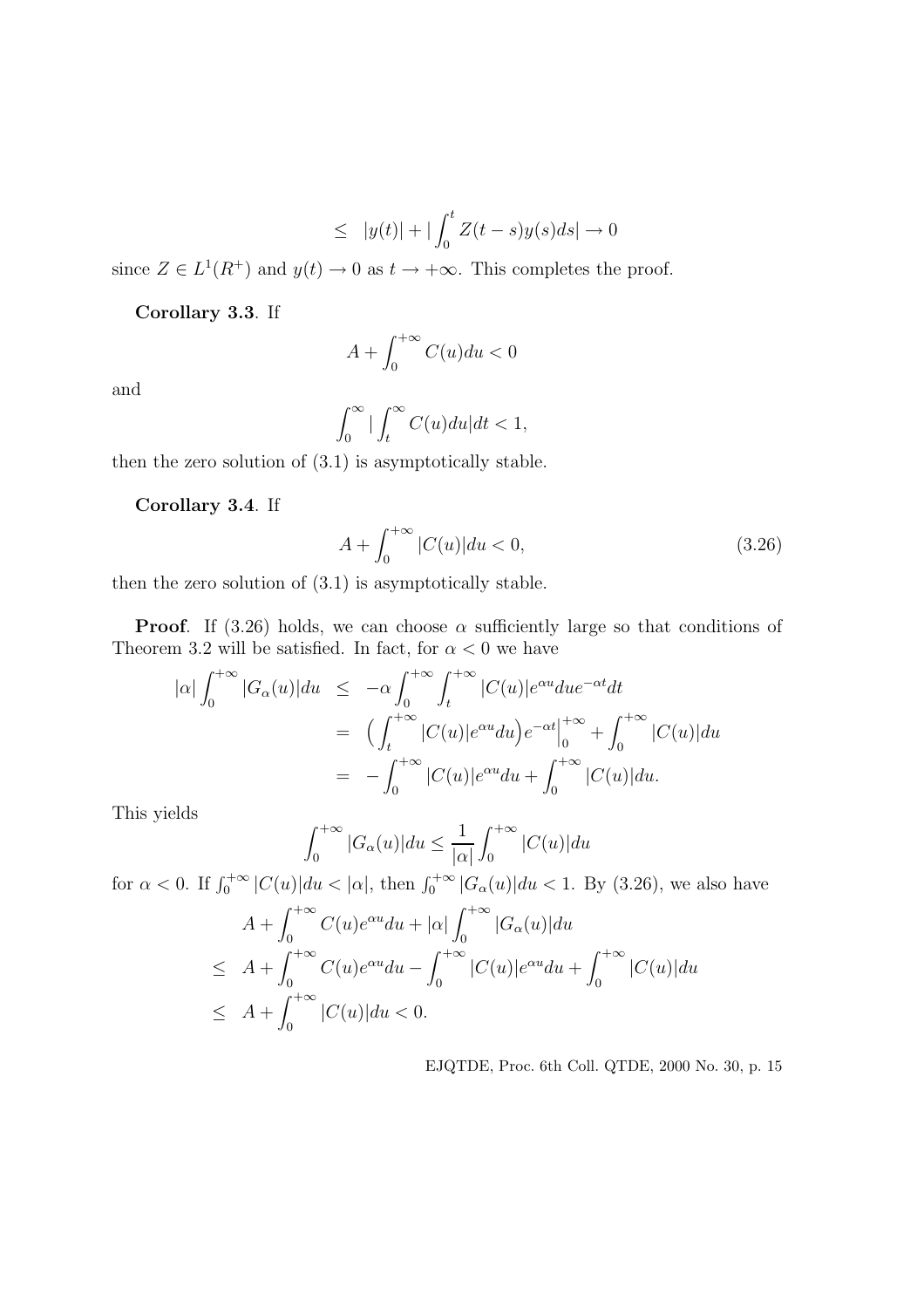$$\leq \;\; |y(t)| + |\int_0^t Z(t-s)y(s)ds| \to 0$$

since $Z \in L^1(R^+)$ and $y(t) \to 0$ as $t \to +\infty$. This completes the proof.

**Corollary 3.3**. If

$$A + \int_0^{+\infty} C(u)du < 0$$

and

$$\int_0^{\infty} |\int_t^{\infty} C(u)du| dt < 1,$$

then the zero solution of (3.1) is asymptotically stable.

**Corollary 3.4**. If

$$A + \int_0^{+\infty} |C(u)|du < 0, \tag{3.26}$$

then the zero solution of (3.1) is asymptotically stable.

**Proof**. If (3.26) holds, we can choose $\alpha$ sufficiently large so that conditions of Theorem 3.2 will be satisfied. In fact, for $\alpha < 0$ we have

$$\begin{aligned}
|\alpha| \int_0^{+\infty} |G_\alpha(u)| du &\leq -\alpha \int_0^{+\infty} \int_t^{+\infty} |C(u)| e^{\alpha u} du e^{-\alpha t} dt \\
&= \Big( \int_t^{+\infty} |C(u)| e^{\alpha u} du \Big) e^{-\alpha t} \Big|_0^{+\infty} + \int_0^{+\infty} |C(u)| du \\
&= -\int_0^{+\infty} |C(u)| e^{\alpha u} du + \int_0^{+\infty} |C(u)| du.
\end{aligned}$$

This yields

$$\int_0^{+\infty} |G_\alpha(u)| du \leq \frac{1}{|\alpha|} \int_0^{+\infty} |C(u)| du$$

for $\alpha < 0$. If $\int_0^{+\infty} |C(u)| du < |\alpha|$, then $\int_0^{+\infty} |G_\alpha(u)| du < 1$. By (3.26), we also have

$$\begin{aligned}
& A + \int_0^{+\infty} C(u) e^{\alpha u} du + |\alpha| \int_0^{+\infty} |G_\alpha(u)| du \\
\leq \;\; & A + \int_0^{+\infty} C(u) e^{\alpha u} du - \int_0^{+\infty} |C(u)| e^{\alpha u} du + \int_0^{+\infty} |C(u)| du \\
\leq \;\; & A + \int_0^{+\infty} |C(u)| du < 0.
\end{aligned}$$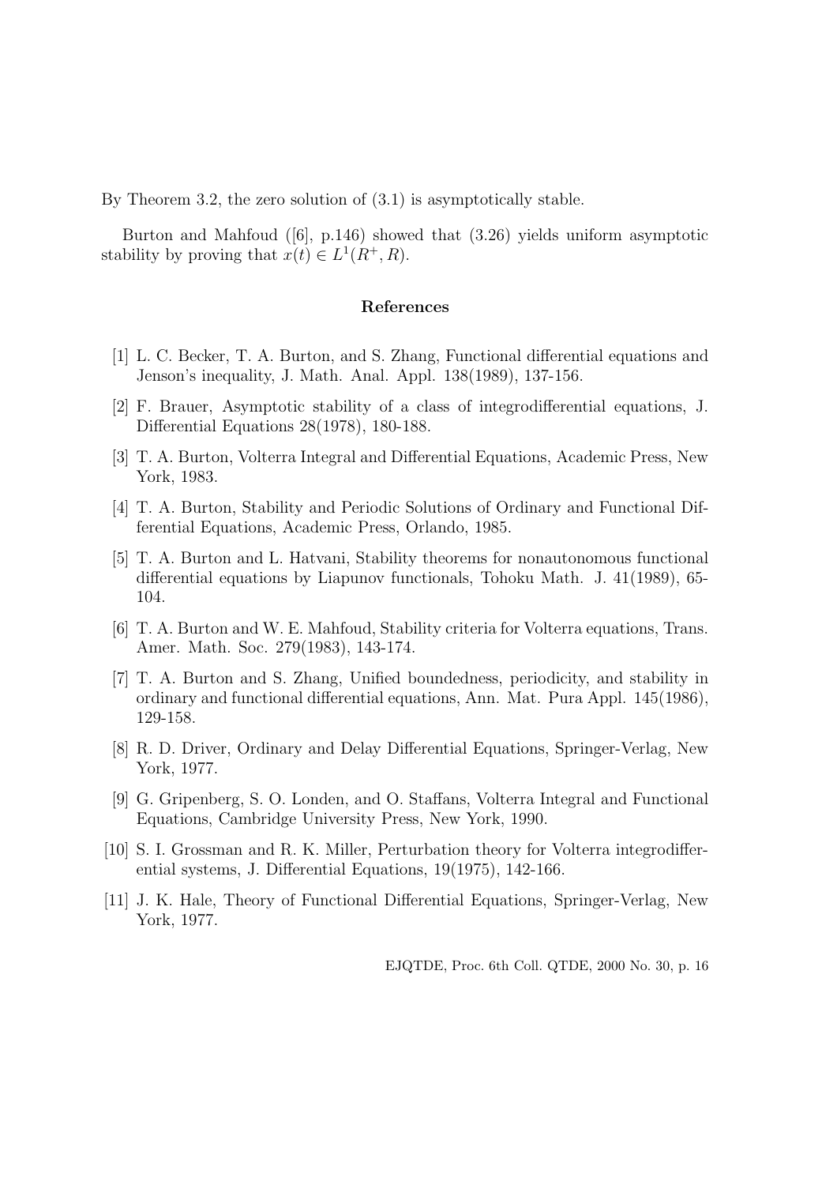By Theorem 3.2, the zero solution of (3.1) is asymptotically stable.

Burton and Mahfoud ([6], p.146) showed that (3.26) yields uniform asymptotic stability by proving that $x(t) \in L^1(R^+, R)$.

## References

[1] L. C. Becker, T. A. Burton, and S. Zhang, Functional differential equations and Jenson's inequality, J. Math. Anal. Appl. 138(1989), 137-156.

[2] F. Brauer, Asymptotic stability of a class of integrodifferential equations, J. Differential Equations 28(1978), 180-188.

[3] T. A. Burton, Volterra Integral and Differential Equations, Academic Press, New York, 1983.

[4] T. A. Burton, Stability and Periodic Solutions of Ordinary and Functional Differential Equations, Academic Press, Orlando, 1985.

[5] T. A. Burton and L. Hatvani, Stability theorems for nonautonomous functional differential equations by Liapunov functionals, Tohoku Math. J. 41(1989), 65-104.

[6] T. A. Burton and W. E. Mahfoud, Stability criteria for Volterra equations, Trans. Amer. Math. Soc. 279(1983), 143-174.

[7] T. A. Burton and S. Zhang, Unified boundedness, periodicity, and stability in ordinary and functional differential equations, Ann. Mat. Pura Appl. 145(1986), 129-158.

[8] R. D. Driver, Ordinary and Delay Differential Equations, Springer-Verlag, New York, 1977.

[9] G. Gripenberg, S. O. Londen, and O. Staffans, Volterra Integral and Functional Equations, Cambridge University Press, New York, 1990.

[10] S. I. Grossman and R. K. Miller, Perturbation theory for Volterra integrodifferential systems, J. Differential Equations, 19(1975), 142-166.

[11] J. K. Hale, Theory of Functional Differential Equations, Springer-Verlag, New York, 1977.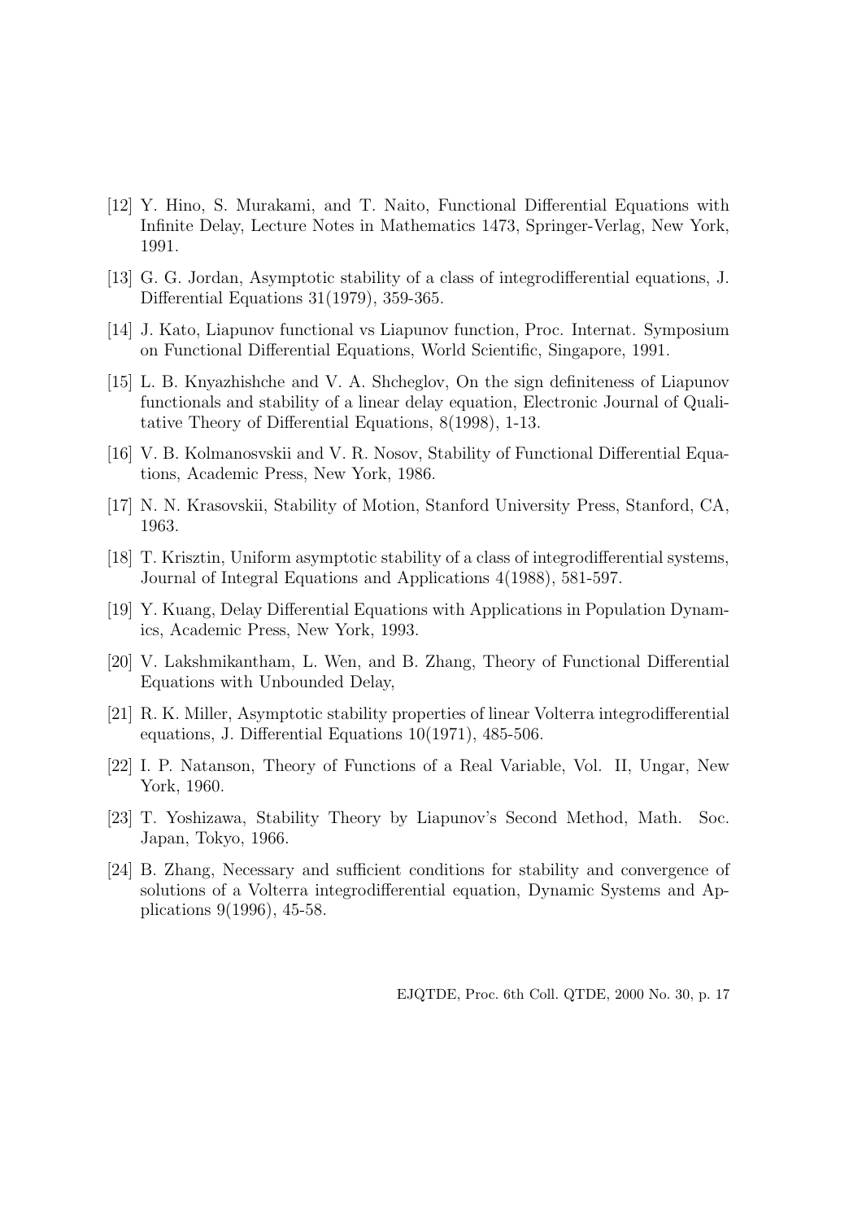[12] Y. Hino, S. Murakami, and T. Naito, Functional Differential Equations with Infinite Delay, Lecture Notes in Mathematics 1473, Springer-Verlag, New York, 1991.

[13] G. G. Jordan, Asymptotic stability of a class of integrodifferential equations, J. Differential Equations 31(1979), 359-365.

[14] J. Kato, Liapunov functional vs Liapunov function, Proc. Internat. Symposium on Functional Differential Equations, World Scientific, Singapore, 1991.

[15] L. B. Knyazhishche and V. A. Shcheglov, On the sign definiteness of Liapunov functionals and stability of a linear delay equation, Electronic Journal of Qualitative Theory of Differential Equations, 8(1998), 1-13.

[16] V. B. Kolmanosvskii and V. R. Nosov, Stability of Functional Differential Equations, Academic Press, New York, 1986.

[17] N. N. Krasovskii, Stability of Motion, Stanford University Press, Stanford, CA, 1963.

[18] T. Krisztin, Uniform asymptotic stability of a class of integrodifferential systems, Journal of Integral Equations and Applications 4(1988), 581-597.

[19] Y. Kuang, Delay Differential Equations with Applications in Population Dynamics, Academic Press, New York, 1993.

[20] V. Lakshmikantham, L. Wen, and B. Zhang, Theory of Functional Differential Equations with Unbounded Delay,

[21] R. K. Miller, Asymptotic stability properties of linear Volterra integrodifferential equations, J. Differential Equations 10(1971), 485-506.

[22] I. P. Natanson, Theory of Functions of a Real Variable, Vol. II, Ungar, New York, 1960.

[23] T. Yoshizawa, Stability Theory by Liapunov's Second Method, Math. Soc. Japan, Tokyo, 1966.

[24] B. Zhang, Necessary and sufficient conditions for stability and convergence of solutions of a Volterra integrodifferential equation, Dynamic Systems and Applications 9(1996), 45-58.